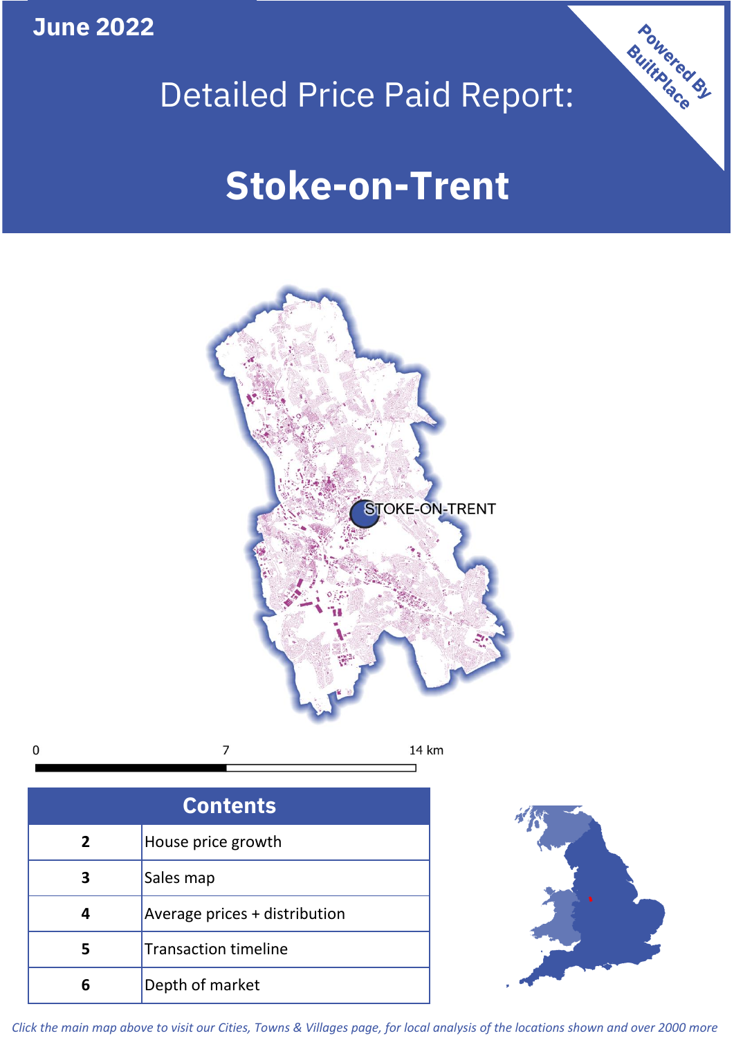June 2022

# Detailed Price Paid Report:

# Stoke-on-Trent

Powered By BuiltPlace

STOKE-ON-TRENT

0 7 14 km

| Contents | |
|---|---|
| 2 | House price growth |
| 3 | Sales map |
| 4 | Average prices + distribution |
| 5 | Transaction timeline |
| 6 | Depth of market |

*Click the main map above to visit our Cities, Towns & Villages page, for local analysis of the locations shown and over 2000 more*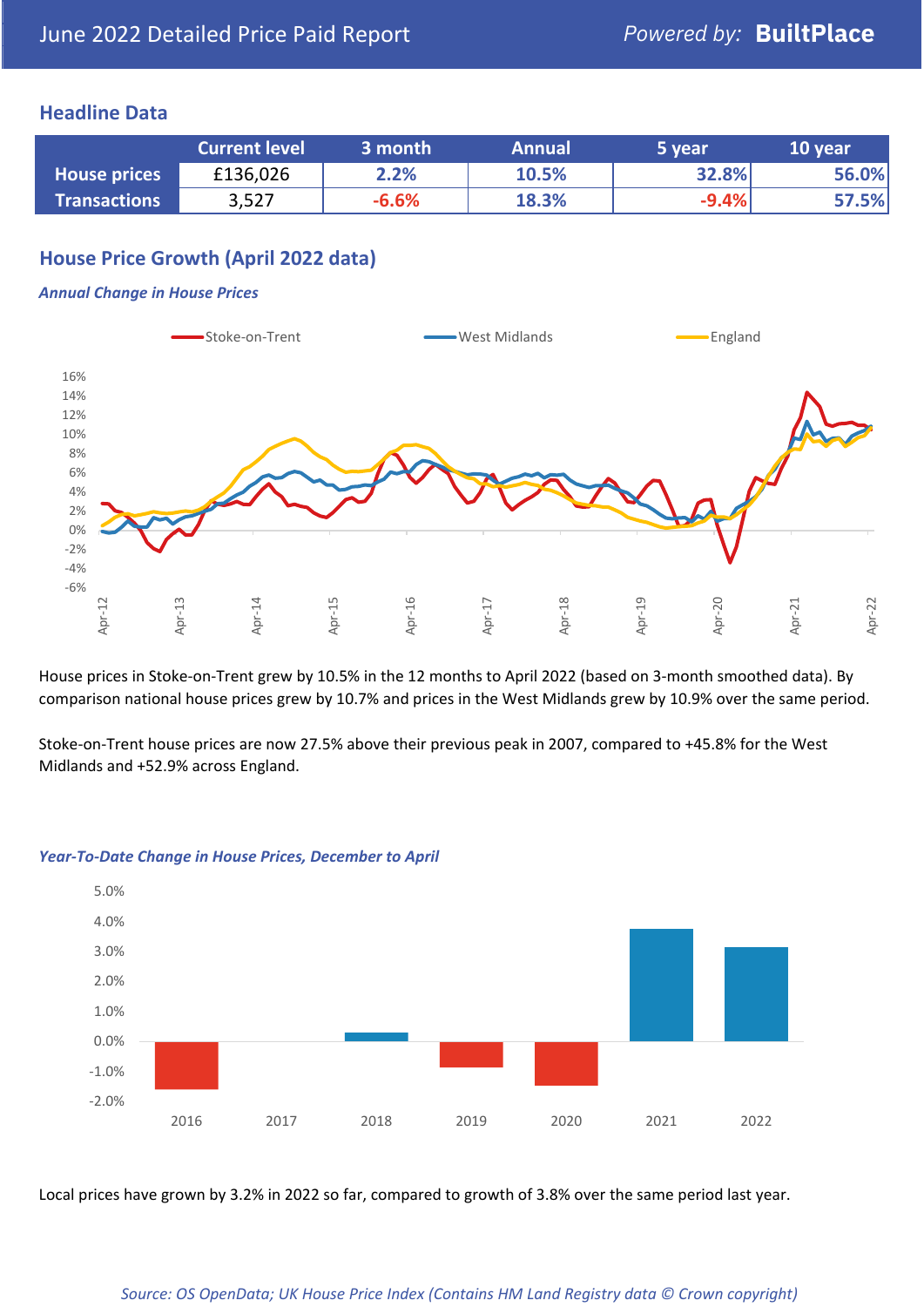June 2022 Detailed Price Paid Report

*Powered by:* **BuiltPlace**

## Headline Data

| | Current level | 3 month | Annual | 5 year | 10 year |
|---|---|---|---|---|---|
| **House prices** | £136,026 | 2.2% | 10.5% | 32.8% | 56.0% |
| **Transactions** | 3,527 | -6.6% | 18.3% | -9.4% | 57.5% |

## House Price Growth (April 2022 data)

***Annual Change in House Prices***

House prices in Stoke-on-Trent grew by 10.5% in the 12 months to April 2022 (based on 3-month smoothed data). By comparison national house prices grew by 10.7% and prices in the West Midlands grew by 10.9% over the same period.

Stoke-on-Trent house prices are now 27.5% above their previous peak in 2007, compared to +45.8% for the West Midlands and +52.9% across England.

***Year-To-Date Change in House Prices, December to April***

Local prices have grown by 3.2% in 2022 so far, compared to growth of 3.8% over the same period last year.

*Source: OS OpenData; UK House Price Index (Contains HM Land Registry data © Crown copyright)*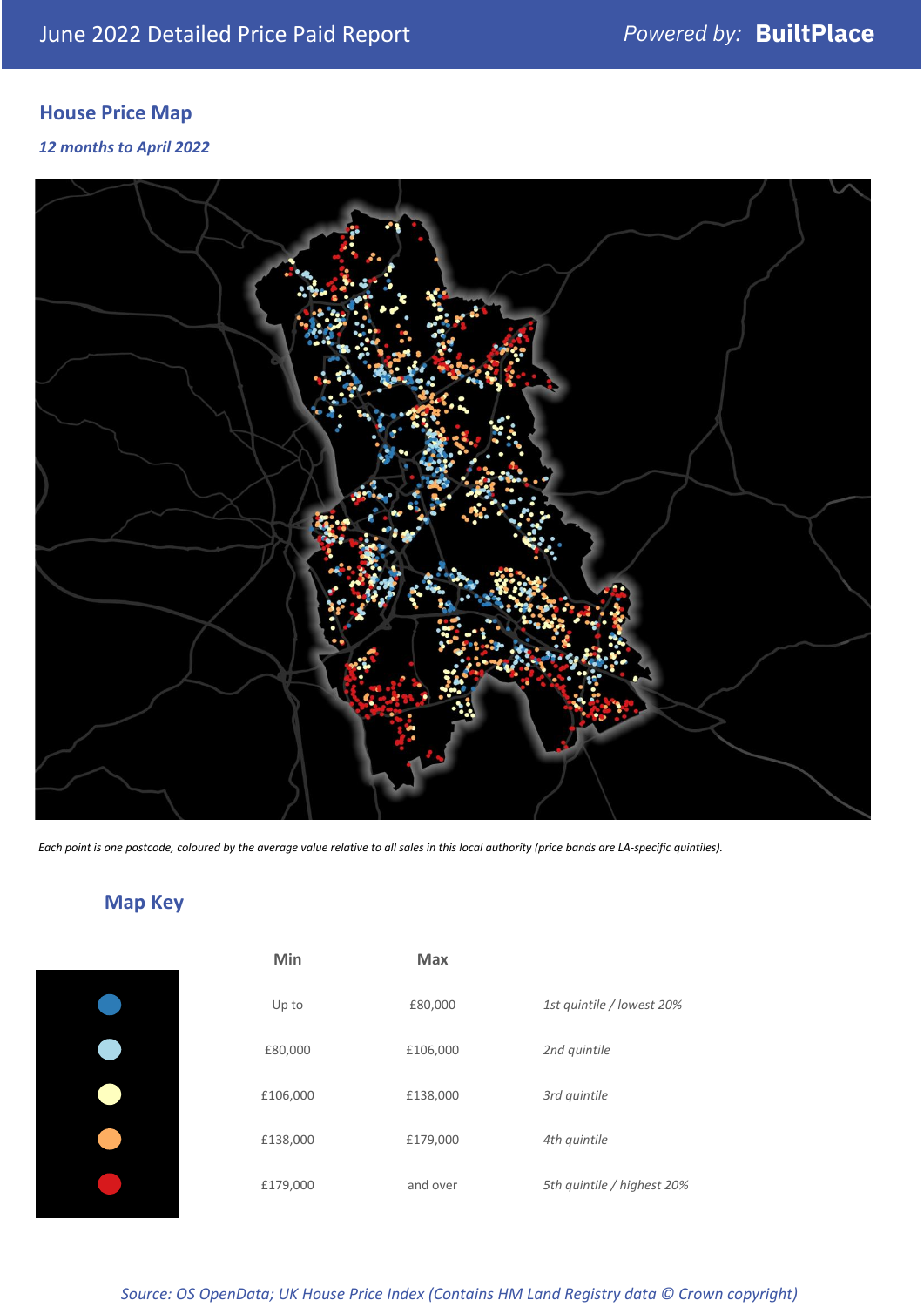June 2022 Detailed Price Paid Report

Powered by: **BuiltPlace**

## House Price Map

*12 months to April 2022*

*Each point is one postcode, coloured by the average value relative to all sales in this local authority (price bands are LA-specific quintiles).*

## Map Key

| | Min | Max | |
|---|---|---|---|
| Dark blue | Up to | £80,000 | *1st quintile / lowest 20%* |
| Light blue | £80,000 | £106,000 | *2nd quintile* |
| Pale yellow | £106,000 | £138,000 | *3rd quintile* |
| Orange | £138,000 | £179,000 | *4th quintile* |
| Red | £179,000 | and over | *5th quintile / highest 20%* |

*Source: OS OpenData; UK House Price Index (Contains HM Land Registry data © Crown copyright)*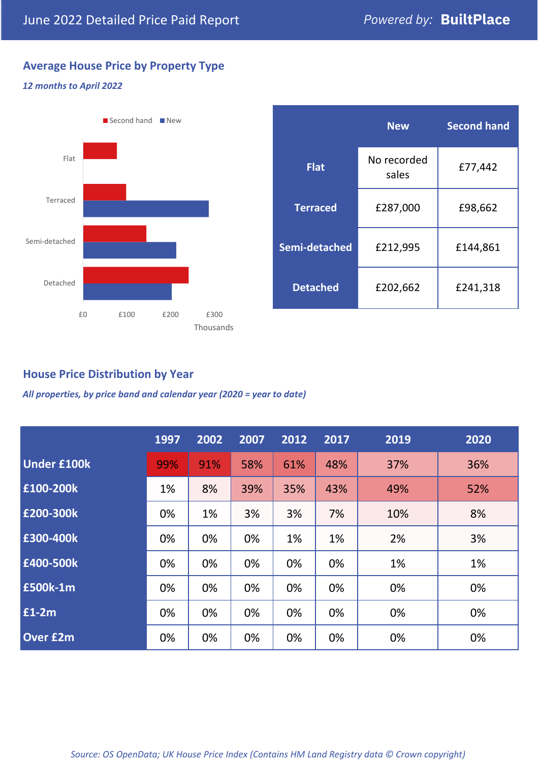June 2022 Detailed Price Paid Report

*Powered by:* **BuiltPlace**

## Average House Price by Property Type

***12 months to April 2022***

Second hand | New

| | New | Second hand |
|---|---|---|
| **Flat** | No recorded sales | £77,442 |
| **Terraced** | £287,000 | £98,662 |
| **Semi-detached** | £212,995 | £144,861 |
| **Detached** | £202,662 | £241,318 |

## House Price Distribution by Year

***All properties, by price band and calendar year (2020 = year to date)***

| | 1997 | 2002 | 2007 | 2012 | 2017 | 2019 | 2020 |
|---|---|---|---|---|---|---|---|
| **Under £100k** | 99% | 91% | 58% | 61% | 48% | 37% | 36% |
| **£100-200k** | 1% | 8% | 39% | 35% | 43% | 49% | 52% |
| **£200-300k** | 0% | 1% | 3% | 3% | 7% | 10% | 8% |
| **£300-400k** | 0% | 0% | 0% | 1% | 1% | 2% | 3% |
| **£400-500k** | 0% | 0% | 0% | 0% | 0% | 1% | 1% |
| **£500k-1m** | 0% | 0% | 0% | 0% | 0% | 0% | 0% |
| **£1-2m** | 0% | 0% | 0% | 0% | 0% | 0% | 0% |
| **Over £2m** | 0% | 0% | 0% | 0% | 0% | 0% | 0% |

*Source: OS OpenData; UK House Price Index (Contains HM Land Registry data © Crown copyright)*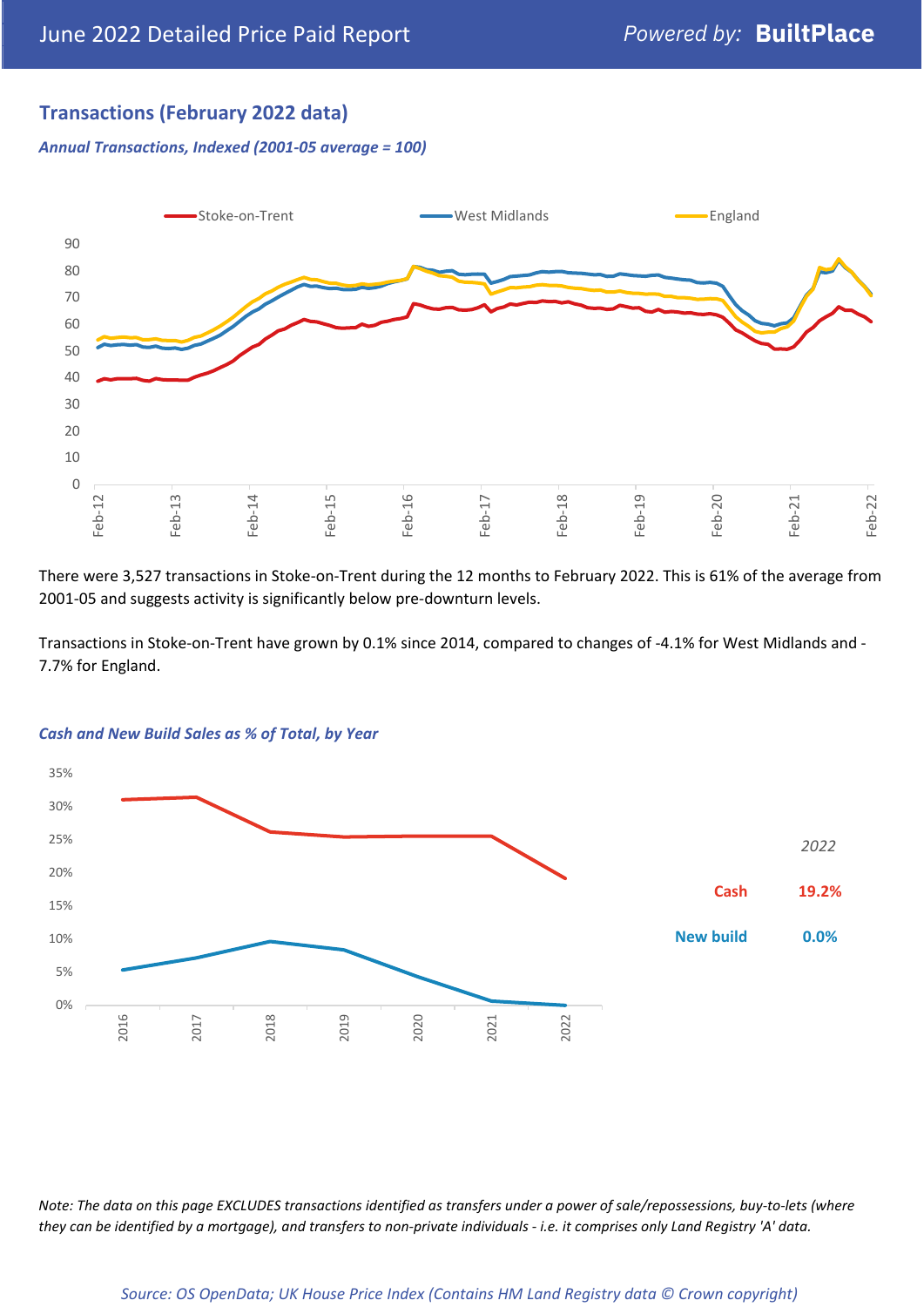## Transactions (February 2022 data)

*Annual Transactions, Indexed (2001-05 average = 100)*

There were 3,527 transactions in Stoke-on-Trent during the 12 months to February 2022. This is 61% of the average from 2001-05 and suggests activity is significantly below pre-downturn levels.

Transactions in Stoke-on-Trent have grown by 0.1% since 2014, compared to changes of -4.1% for West Midlands and -7.7% for England.

*Cash and New Build Sales as % of Total, by Year*

| *2022* | |
|---|---|
| Cash | 19.2% |
| New build | 0.0% |

*Note: The data on this page EXCLUDES transactions identified as transfers under a power of sale/repossessions, buy-to-lets (where they can be identified by a mortgage), and transfers to non-private individuals - i.e. it comprises only Land Registry 'A' data.*

*Source: OS OpenData; UK House Price Index (Contains HM Land Registry data © Crown copyright)*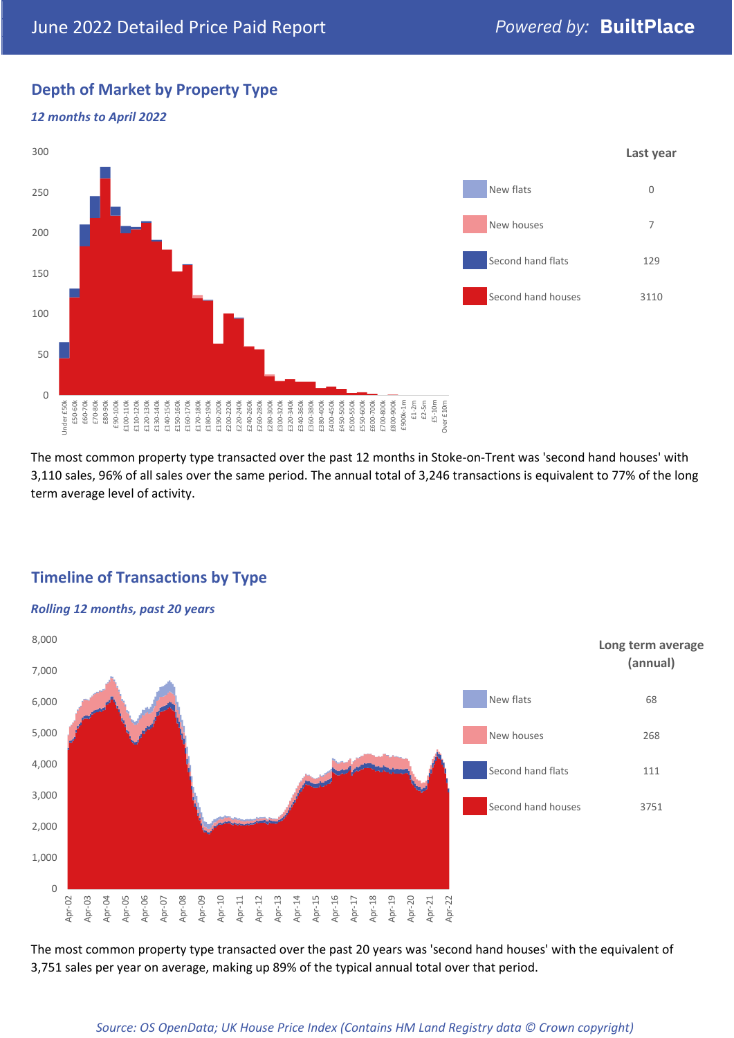## Depth of Market by Property Type

*12 months to April 2022*

300
250
200
150
100
50
0

Under £50k, £50-60k, £60-70k, £70-80k, £80-90k, £90-100k, £100-110k, £110-120k, £120-130k, £130-140k, £140-150k, £150-160k, £160-170k, £170-180k, £180-190k, £190-200k, £200-220k, £220-240k, £240-260k, £260-280k, £280-300k, £300-320k, £320-340k, £340-360k, £360-380k, £380-400k, £400-450k, £450-500k, £500-550k, £550-600k, £600-700k, £700-800k, £800-900k, £900k-1m, £1-2m, £2-5m, £5-10m, Over £10m

Last year

New flats 0
New houses 7
Second hand flats 129
Second hand houses 3110

The most common property type transacted over the past 12 months in Stoke-on-Trent was 'second hand houses' with 3,110 sales, 96% of all sales over the same period. The annual total of 3,246 transactions is equivalent to 77% of the long term average level of activity.

## Timeline of Transactions by Type

*Rolling 12 months, past 20 years*

8,000
7,000
6,000
5,000
4,000
3,000
2,000
1,000
0

Apr-02, Apr-03, Apr-04, Apr-05, Apr-06, Apr-07, Apr-08, Apr-09, Apr-10, Apr-11, Apr-12, Apr-13, Apr-14, Apr-15, Apr-16, Apr-17, Apr-18, Apr-19, Apr-20, Apr-21, Apr-22

Long term average (annual)

New flats 68
New houses 268
Second hand flats 111
Second hand houses 3751

The most common property type transacted over the past 20 years was 'second hand houses' with the equivalent of 3,751 sales per year on average, making up 89% of the typical annual total over that period.

*Source: OS OpenData; UK House Price Index (Contains HM Land Registry data © Crown copyright)*